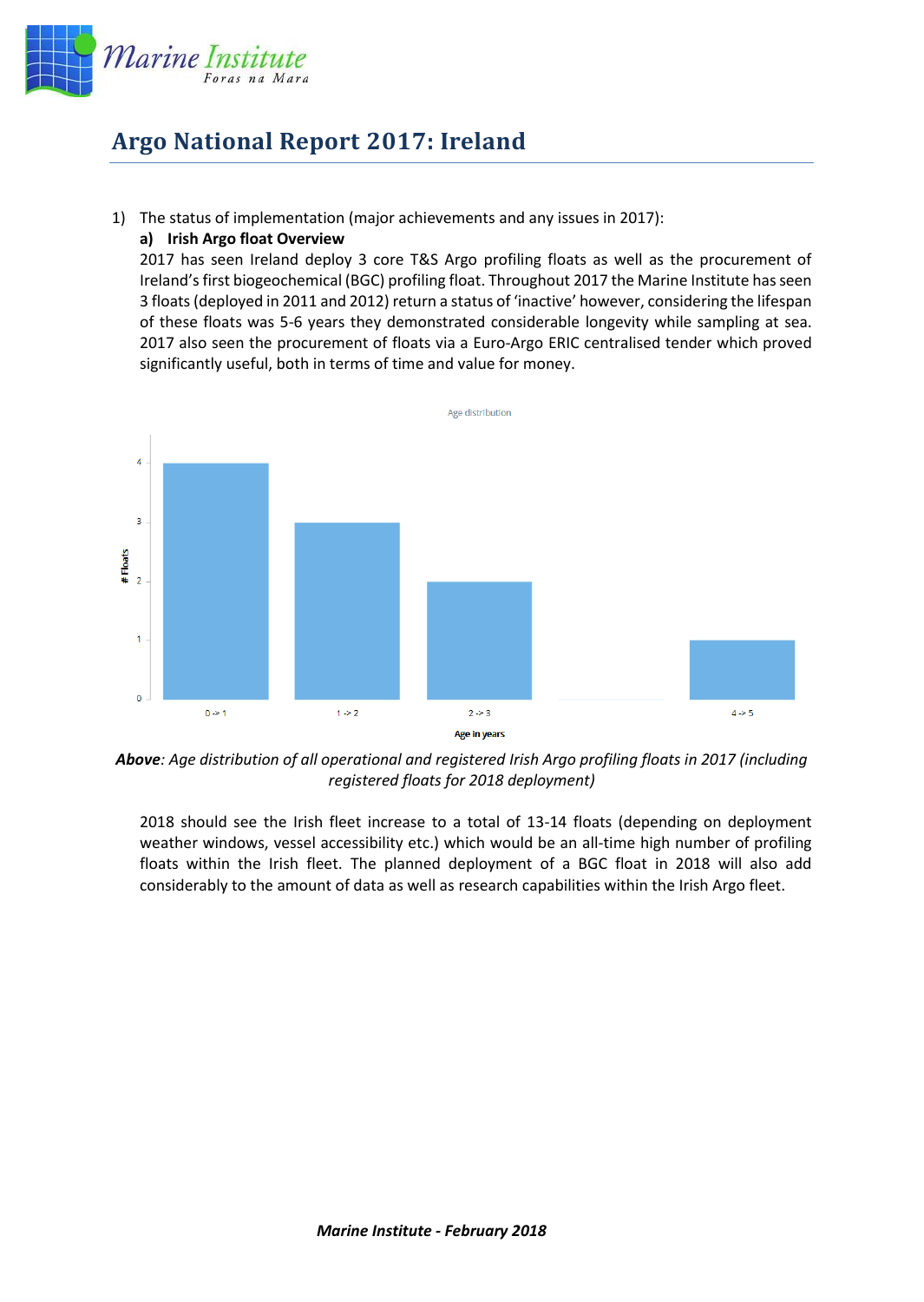# Argo National Report 2017: Ireland

1) The status of implementation (major achievements and any issues in 2017):

   **a) Irish Argo float Overview**

   2017 has seen Ireland deploy 3 core T&S Argo profiling floats as well as the procurement of Ireland's first biogeochemical (BGC) profiling float. Throughout 2017 the Marine Institute has seen 3 floats (deployed in 2011 and 2012) return a status of 'inactive' however, considering the lifespan of these floats was 5-6 years they demonstrated considerable longevity while sampling at sea. 2017 also seen the procurement of floats via a Euro-Argo ERIC centralised tender which proved significantly useful, both in terms of time and value for money.

***Above**: Age distribution of all operational and registered Irish Argo profiling floats in 2017 (including registered floats for 2018 deployment)*

2018 should see the Irish fleet increase to a total of 13-14 floats (depending on deployment weather windows, vessel accessibility etc.) which would be an all-time high number of profiling floats within the Irish fleet. The planned deployment of a BGC float in 2018 will also add considerably to the amount of data as well as research capabilities within the Irish Argo fleet.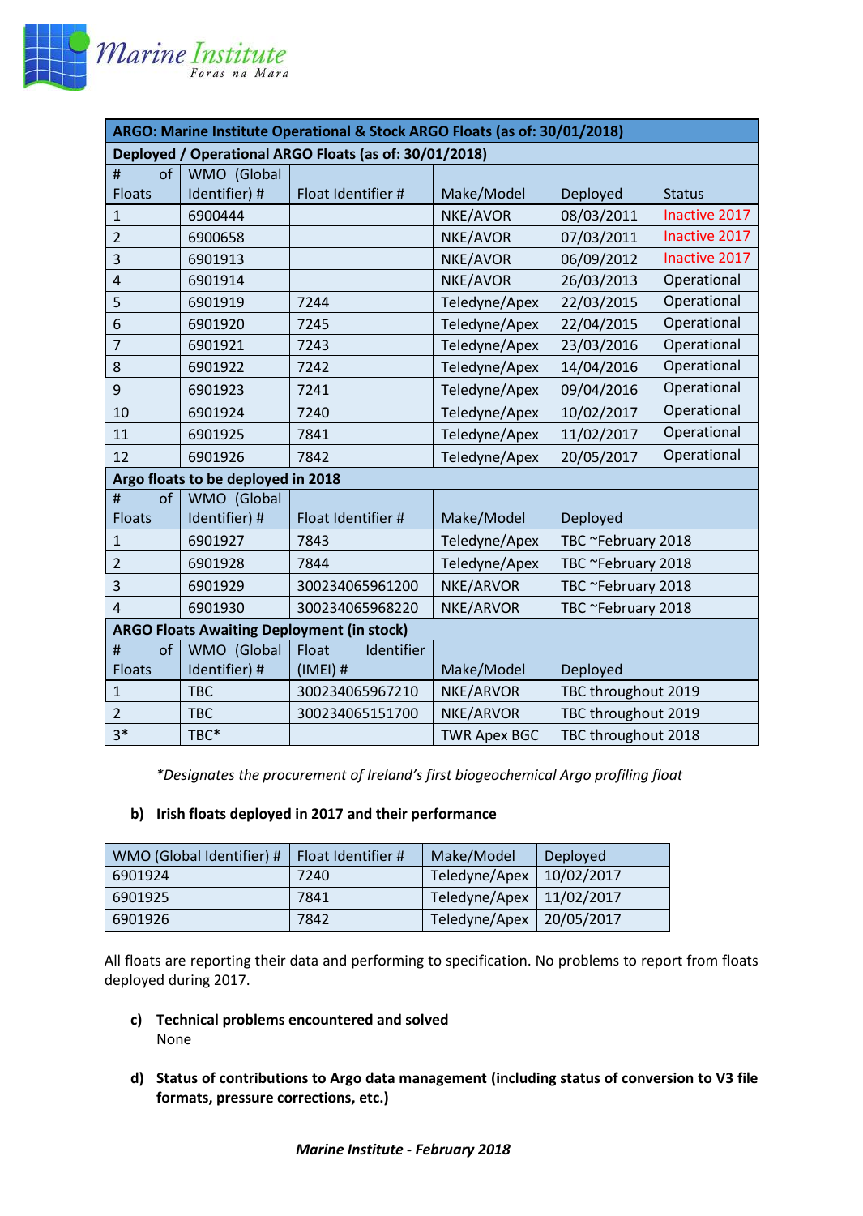| ARGO: Marine Institute Operational & Stock ARGO Floats (as of: 30/01/2018) | | | | | |
|---|---|---|---|---|---|
| **Deployed / Operational ARGO Floats (as of: 30/01/2018)** | | | | | |
| # of Floats | WMO (Global Identifier) # | Float Identifier # | Make/Model | Deployed | Status |
| 1 | 6900444 | | NKE/AVOR | 08/03/2011 | Inactive 2017 |
| 2 | 6900658 | | NKE/AVOR | 07/03/2011 | Inactive 2017 |
| 3 | 6901913 | | NKE/AVOR | 06/09/2012 | Inactive 2017 |
| 4 | 6901914 | | NKE/AVOR | 26/03/2013 | Operational |
| 5 | 6901919 | 7244 | Teledyne/Apex | 22/03/2015 | Operational |
| 6 | 6901920 | 7245 | Teledyne/Apex | 22/04/2015 | Operational |
| 7 | 6901921 | 7243 | Teledyne/Apex | 23/03/2016 | Operational |
| 8 | 6901922 | 7242 | Teledyne/Apex | 14/04/2016 | Operational |
| 9 | 6901923 | 7241 | Teledyne/Apex | 09/04/2016 | Operational |
| 10 | 6901924 | 7240 | Teledyne/Apex | 10/02/2017 | Operational |
| 11 | 6901925 | 7841 | Teledyne/Apex | 11/02/2017 | Operational |
| 12 | 6901926 | 7842 | Teledyne/Apex | 20/05/2017 | Operational |
| **Argo floats to be deployed in 2018** | | | | | |
| # of Floats | WMO (Global Identifier) # | Float Identifier # | Make/Model | Deployed | |
| 1 | 6901927 | 7843 | Teledyne/Apex | TBC ~February 2018 | |
| 2 | 6901928 | 7844 | Teledyne/Apex | TBC ~February 2018 | |
| 3 | 6901929 | 300234065961200 | NKE/ARVOR | TBC ~February 2018 | |
| 4 | 6901930 | 300234065968220 | NKE/ARVOR | TBC ~February 2018 | |
| **ARGO Floats Awaiting Deployment (in stock)** | | | | | |
| # of Floats | WMO (Global Identifier) # | Float Identifier (IMEI) # | Make/Model | Deployed | |
| 1 | TBC | 300234065967210 | NKE/ARVOR | TBC throughout 2019 | |
| 2 | TBC | 300234065151700 | NKE/ARVOR | TBC throughout 2019 | |
| 3* | TBC* | | TWR Apex BGC | TBC throughout 2018 | |

*\*Designates the procurement of Ireland's first biogeochemical Argo profiling float*

**b) Irish floats deployed in 2017 and their performance**

| WMO (Global Identifier) # | Float Identifier # | Make/Model | Deployed |
|---|---|---|---|
| 6901924 | 7240 | Teledyne/Apex | 10/02/2017 |
| 6901925 | 7841 | Teledyne/Apex | 11/02/2017 |
| 6901926 | 7842 | Teledyne/Apex | 20/05/2017 |

All floats are reporting their data and performing to specification. No problems to report from floats deployed during 2017.

**c) Technical problems encountered and solved**

None

**d) Status of contributions to Argo data management (including status of conversion to V3 file formats, pressure corrections, etc.)**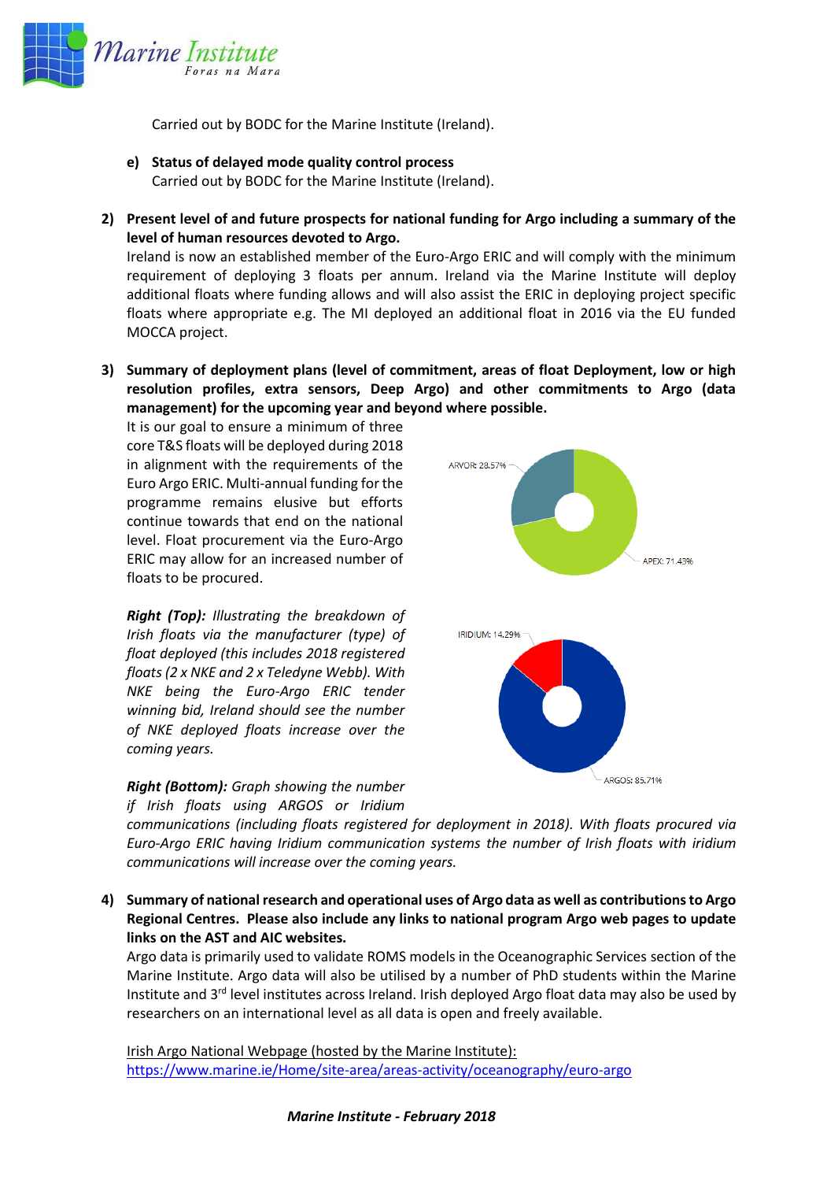Carried out by BODC for the Marine Institute (Ireland).

e) **Status of delayed mode quality control process**
   Carried out by BODC for the Marine Institute (Ireland).

2) **Present level of and future prospects for national funding for Argo including a summary of the level of human resources devoted to Argo.**
   Ireland is now an established member of the Euro-Argo ERIC and will comply with the minimum requirement of deploying 3 floats per annum. Ireland via the Marine Institute will deploy additional floats where funding allows and will also assist the ERIC in deploying project specific floats where appropriate e.g. The MI deployed an additional float in 2016 via the EU funded MOCCA project.

3) **Summary of deployment plans (level of commitment, areas of float Deployment, low or high resolution profiles, extra sensors, Deep Argo) and other commitments to Argo (data management) for the upcoming year and beyond where possible.**
   It is our goal to ensure a minimum of three core T&S floats will be deployed during 2018 in alignment with the requirements of the Euro Argo ERIC. Multi-annual funding for the programme remains elusive but efforts continue towards that end on the national level. Float procurement via the Euro-Argo ERIC may allow for an increased number of floats to be procured.

   ARVOR: 28.57%
   APEX: 71.43%

   IRIDIUM: 14.29%
   ARGOS: 85.71%

   ***Right (Top):*** *Illustrating the breakdown of Irish floats via the manufacturer (type) of float deployed (this includes 2018 registered floats (2 x NKE and 2 x Teledyne Webb). With NKE being the Euro-Argo ERIC tender winning bid, Ireland should see the number of NKE deployed floats increase over the coming years.*

   ***Right (Bottom):*** *Graph showing the number if Irish floats using ARGOS or Iridium communications (including floats registered for deployment in 2018). With floats procured via Euro-Argo ERIC having Iridium communication systems the number of Irish floats with iridium communications will increase over the coming years.*

4) **Summary of national research and operational uses of Argo data as well as contributions to Argo Regional Centres. Please also include any links to national program Argo web pages to update links on the AST and AIC websites.**
   Argo data is primarily used to validate ROMS models in the Oceanographic Services section of the Marine Institute. Argo data will also be utilised by a number of PhD students within the Marine Institute and 3rd level institutes across Ireland. Irish deployed Argo float data may also be used by researchers on an international level as all data is open and freely available.

   Irish Argo National Webpage (hosted by the Marine Institute):
   https://www.marine.ie/Home/site-area/areas-activity/oceanography/euro-argo

***Marine Institute - February 2018***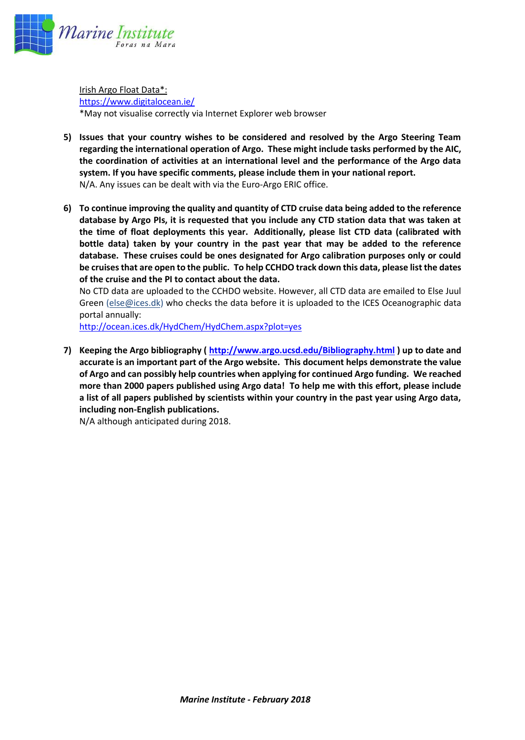Irish Argo Float Data*:
https://www.digitalocean.ie/
*May not visualise correctly via Internet Explorer web browser

5) **Issues that your country wishes to be considered and resolved by the Argo Steering Team regarding the international operation of Argo. These might include tasks performed by the AIC, the coordination of activities at an international level and the performance of the Argo data system. If you have specific comments, please include them in your national report.**
N/A. Any issues can be dealt with via the Euro-Argo ERIC office.

6) **To continue improving the quality and quantity of CTD cruise data being added to the reference database by Argo PIs, it is requested that you include any CTD station data that was taken at the time of float deployments this year. Additionally, please list CTD data (calibrated with bottle data) taken by your country in the past year that may be added to the reference database. These cruises could be ones designated for Argo calibration purposes only or could be cruises that are open to the public. To help CCHDO track down this data, please list the dates of the cruise and the PI to contact about the data.**
No CTD data are uploaded to the CCHDO website. However, all CTD data are emailed to Else Juul Green (else@ices.dk) who checks the data before it is uploaded to the ICES Oceanographic data portal annually:
http://ocean.ices.dk/HydChem/HydChem.aspx?plot=yes

7) **Keeping the Argo bibliography ( http://www.argo.ucsd.edu/Bibliography.html ) up to date and accurate is an important part of the Argo website. This document helps demonstrate the value of Argo and can possibly help countries when applying for continued Argo funding. We reached more than 2000 papers published using Argo data! To help me with this effort, please include a list of all papers published by scientists within your country in the past year using Argo data, including non-English publications.**
N/A although anticipated during 2018.